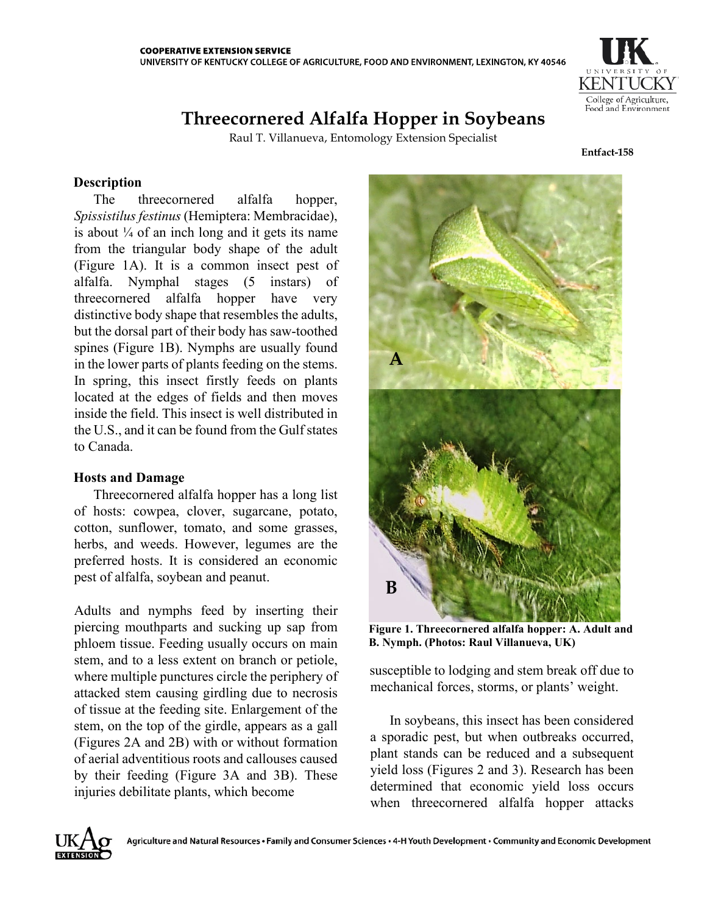COOPERATIVE EXTENSION SERVICE
UNIVERSITY OF KENTUCKY COLLEGE OF AGRICULTURE, FOOD AND ENVIRONMENT, LEXINGTON, KY 40546

# Threecornered Alfalfa Hopper in Soybeans

Raul T. Villanueva, Entomology Extension Specialist

**Entfact-158**

## Description

The threecornered alfalfa hopper, *Spissistilus festinus* (Hemiptera: Membracidae), is about ¼ of an inch long and it gets its name from the triangular body shape of the adult (Figure 1A). It is a common insect pest of alfalfa. Nymphal stages (5 instars) of threecornered alfalfa hopper have very distinctive body shape that resembles the adults, but the dorsal part of their body has saw-toothed spines (Figure 1B). Nymphs are usually found in the lower parts of plants feeding on the stems. In spring, this insect firstly feeds on plants located at the edges of fields and then moves inside the field. This insect is well distributed in the U.S., and it can be found from the Gulf states to Canada.

## Hosts and Damage

Threecornered alfalfa hopper has a long list of hosts: cowpea, clover, sugarcane, potato, cotton, sunflower, tomato, and some grasses, herbs, and weeds. However, legumes are the preferred hosts. It is considered an economic pest of alfalfa, soybean and peanut.

Adults and nymphs feed by inserting their piercing mouthparts and sucking up sap from phloem tissue. Feeding usually occurs on main stem, and to a less extent on branch or petiole, where multiple punctures circle the periphery of attacked stem causing girdling due to necrosis of tissue at the feeding site. Enlargement of the stem, on the top of the girdle, appears as a gall (Figures 2A and 2B) with or without formation of aerial adventitious roots and callouses caused by their feeding (Figure 3A and 3B). These injuries debilitate plants, which become susceptible to lodging and stem break off due to mechanical forces, storms, or plants' weight.

**Figure 1. Threecornered alfalfa hopper: A. Adult and B. Nymph. (Photos: Raul Villanueva, UK)**

In soybeans, this insect has been considered a sporadic pest, but when outbreaks occurred, plant stands can be reduced and a subsequent yield loss (Figures 2 and 3). Research has been determined that economic yield loss occurs when threecornered alfalfa hopper attacks

Agriculture and Natural Resources • Family and Consumer Sciences • 4-H Youth Development • Community and Economic Development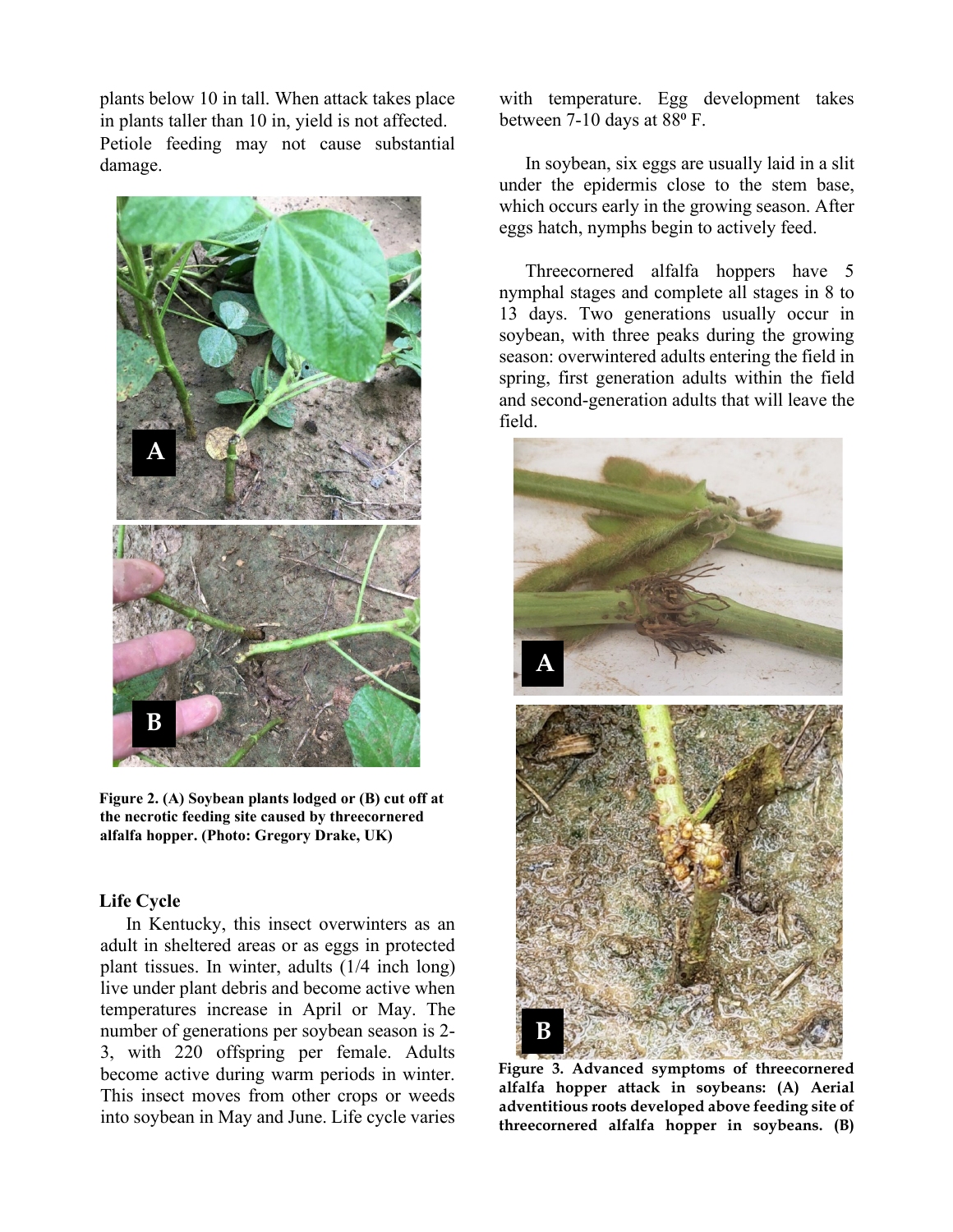plants below 10 in tall. When attack takes place in plants taller than 10 in, yield is not affected. Petiole feeding may not cause substantial damage.

**Figure 2. (A) Soybean plants lodged or (B) cut off at the necrotic feeding site caused by threecornered alfalfa hopper. (Photo: Gregory Drake, UK)**

### Life Cycle

In Kentucky, this insect overwinters as an adult in sheltered areas or as eggs in protected plant tissues. In winter, adults (1/4 inch long) live under plant debris and become active when temperatures increase in April or May. The number of generations per soybean season is 2-3, with 220 offspring per female. Adults become active during warm periods in winter. This insect moves from other crops or weeds into soybean in May and June. Life cycle varies with temperature. Egg development takes between 7-10 days at 88º F.

In soybean, six eggs are usually laid in a slit under the epidermis close to the stem base, which occurs early in the growing season. After eggs hatch, nymphs begin to actively feed.

Threecornered alfalfa hoppers have 5 nymphal stages and complete all stages in 8 to 13 days. Two generations usually occur in soybean, with three peaks during the growing season: overwintered adults entering the field in spring, first generation adults within the field and second-generation adults that will leave the field.

**Figure 3. Advanced symptoms of threecornered alfalfa hopper attack in soybeans: (A) Aerial adventitious roots developed above feeding site of threecornered alfalfa hopper in soybeans. (B)**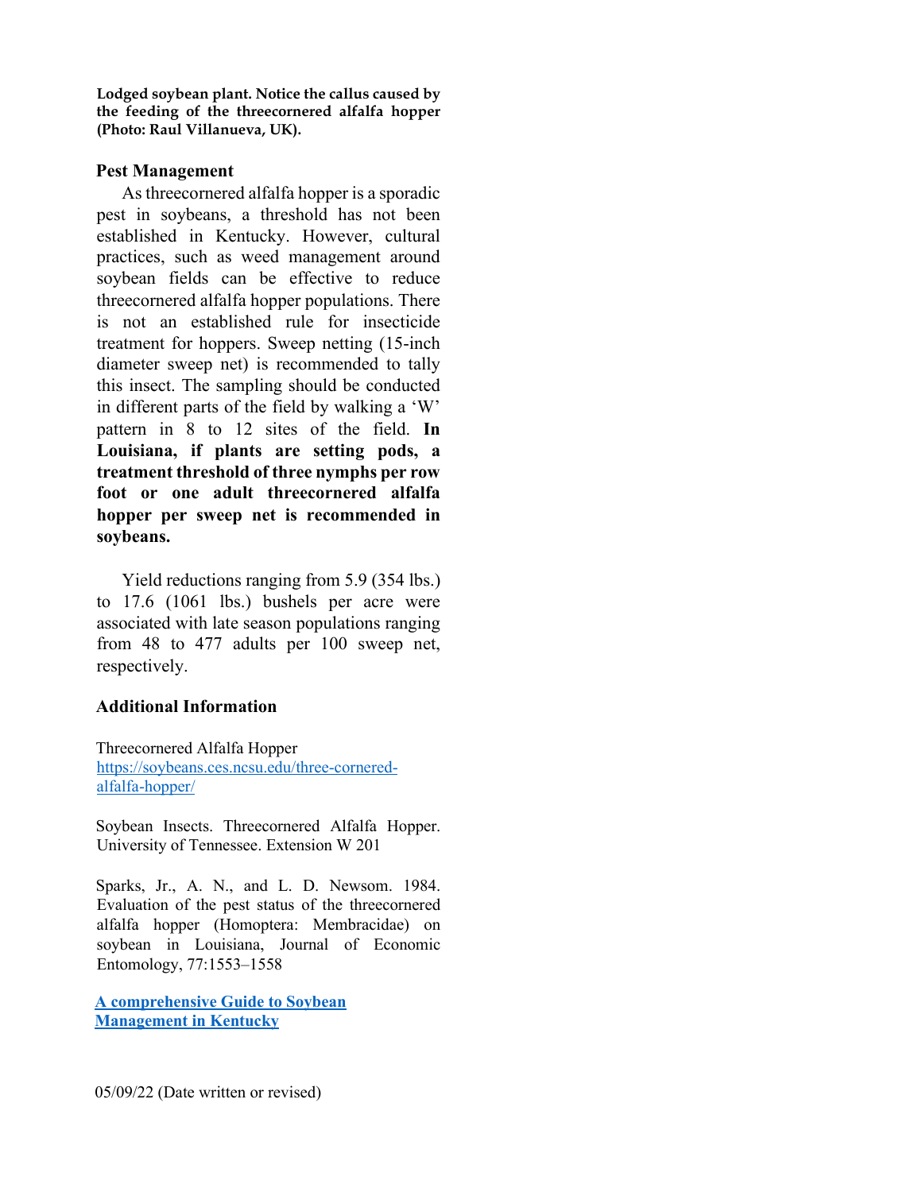**Lodged soybean plant. Notice the callus caused by the feeding of the threecornered alfalfa hopper (Photo: Raul Villanueva, UK).**

## Pest Management

As threecornered alfalfa hopper is a sporadic pest in soybeans, a threshold has not been established in Kentucky. However, cultural practices, such as weed management around soybean fields can be effective to reduce threecornered alfalfa hopper populations. There is not an established rule for insecticide treatment for hoppers. Sweep netting (15-inch diameter sweep net) is recommended to tally this insect. The sampling should be conducted in different parts of the field by walking a 'W' pattern in 8 to 12 sites of the field. **In Louisiana, if plants are setting pods, a treatment threshold of three nymphs per row foot or one adult threecornered alfalfa hopper per sweep net is recommended in soybeans.**

Yield reductions ranging from 5.9 (354 lbs.) to 17.6 (1061 lbs.) bushels per acre were associated with late season populations ranging from 48 to 477 adults per 100 sweep net, respectively.

## Additional Information

Threecornered Alfalfa Hopper
https://soybeans.ces.ncsu.edu/three-cornered-alfalfa-hopper/

Soybean Insects. Threecornered Alfalfa Hopper. University of Tennessee. Extension W 201

Sparks, Jr., A. N., and L. D. Newsom. 1984. Evaluation of the pest status of the threecornered alfalfa hopper (Homoptera: Membracidae) on soybean in Louisiana, Journal of Economic Entomology, 77:1553–1558

**A comprehensive Guide to Soybean Management in Kentucky**

05/09/22 (Date written or revised)